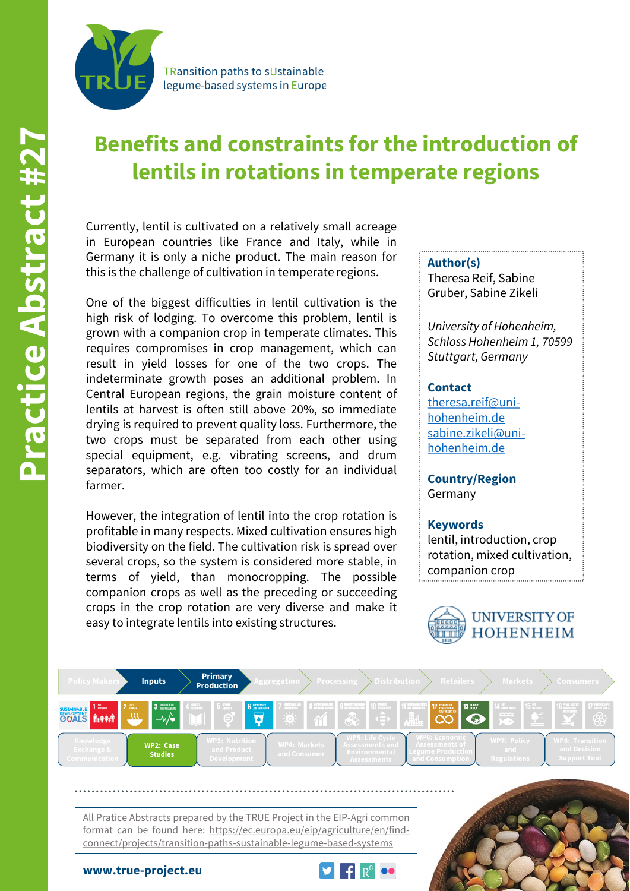**Practice Abstract #27**

TRansition paths to sUstainable legume-based systems in Europe

# Benefits and constraints for the introduction of lentils in rotations in temperate regions

Currently, lentil is cultivated on a relatively small acreage in European countries like France and Italy, while in Germany it is only a niche product. The main reason for this is the challenge of cultivation in temperate regions.

One of the biggest difficulties in lentil cultivation is the high risk of lodging. To overcome this problem, lentil is grown with a companion crop in temperate climates. This requires compromises in crop management, which can result in yield losses for one of the two crops. The indeterminate growth poses an additional problem. In Central European regions, the grain moisture content of lentils at harvest is often still above 20%, so immediate drying is required to prevent quality loss. Furthermore, the two crops must be separated from each other using special equipment, e.g. vibrating screens, and drum separators, which are often too costly for an individual farmer.

However, the integration of lentil into the crop rotation is profitable in many respects. Mixed cultivation ensures high biodiversity on the field. The cultivation risk is spread over several crops, so the system is considered more stable, in terms of yield, than monocropping. The possible companion crops as well as the preceding or succeeding crops in the crop rotation are very diverse and make it easy to integrate lentils into existing structures.

**Author(s)**
Theresa Reif, Sabine Gruber, Sabine Zikeli

*University of Hohenheim, Schloss Hohenheim 1, 70599 Stuttgart, Germany*

**Contact**
theresa.reif@uni-hohenheim.de
sabine.zikeli@uni-hohenheim.de

**Country/Region**
Germany

**Keywords**
lentil, introduction, crop rotation, mixed cultivation, companion crop

UNIVERSITY OF HOHENHEIM

Policy Makers | **Inputs** | **Primary Production** | Aggregation | Processing | Distribution | Retailers | Markets | Consumers

Knowledge Exchange & Communication | **WP2: Case Studies** | WP3: Nutrition and Product Development | WP4: Markets and Consumer | WP5: Life Cycle Assessments and Environmental Assessments | WP6: Economic Assessments of Legume Production and Consumption | WP7: Policy and Regulations | WP8: Transition and Decision Support Tool

All Pratice Abstracts prepared by the TRUE Project in the EIP-Agri common format can be found here: https://ec.europa.eu/eip/agriculture/en/find-connect/projects/transition-paths-sustainable-legume-based-systems

**www.true-project.eu**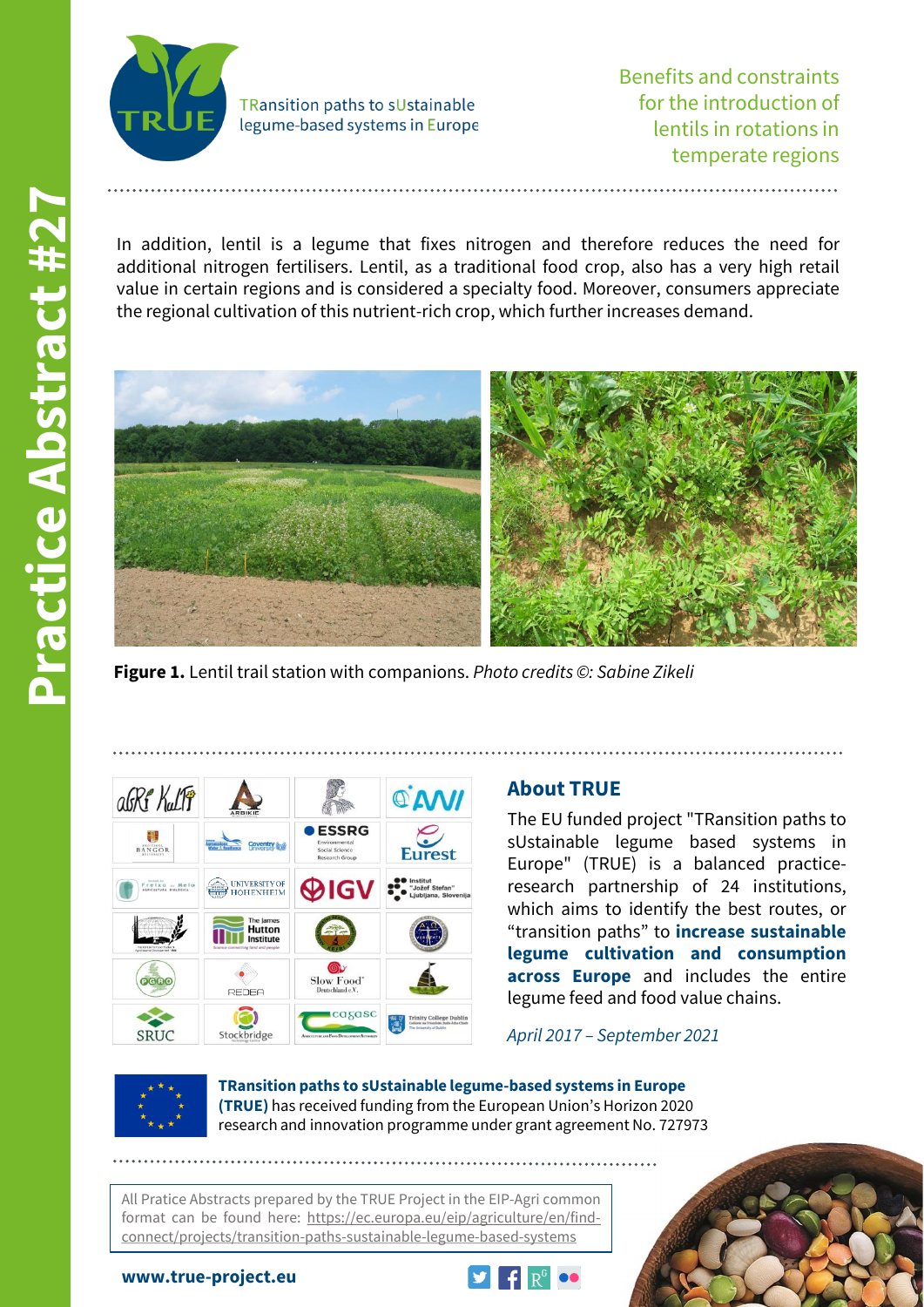Benefits and constraints for the introduction of lentils in rotations in temperate regions

In addition, lentil is a legume that fixes nitrogen and therefore reduces the need for additional nitrogen fertilisers. Lentil, as a traditional food crop, also has a very high retail value in certain regions and is considered a specialty food. Moreover, consumers appreciate the regional cultivation of this nutrient-rich crop, which further increases demand.

**Figure 1.** Lentil trail station with companions. *Photo credits ©: Sabine Zikeli*

## About TRUE

The EU funded project "TRansition paths to sUstainable legume based systems in Europe" (TRUE) is a balanced practice-research partnership of 24 institutions, which aims to identify the best routes, or "transition paths" to **increase sustainable legume cultivation and consumption across Europe** and includes the entire legume feed and food value chains.

*April 2017 – September 2021*

**TRansition paths to sUstainable legume-based systems in Europe (TRUE)** has received funding from the European Union's Horizon 2020 research and innovation programme under grant agreement No. 727973

All Pratice Abstracts prepared by the TRUE Project in the EIP-Agri common format can be found here: https://ec.europa.eu/eip/agriculture/en/find-connect/projects/transition-paths-sustainable-legume-based-systems

**www.true-project.eu**